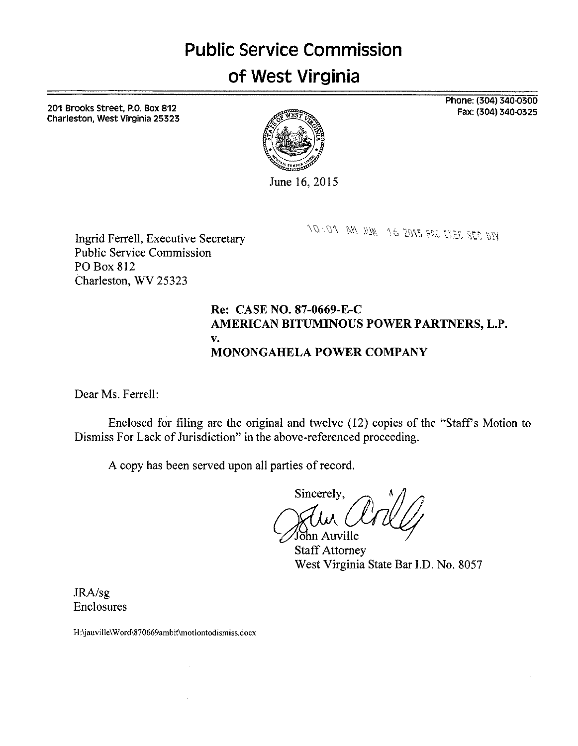# Public Service Commission of West Virginia

201 Brooks Street, P.O. Box 812
Charleston, West Virginia 25323

Phone: (304) 340-0300
Fax: (304) 340-0325

June 16, 2015

10:01 AM JUN 16 2015 PSC EXEC SEC DIV

Ingrid Ferrell, Executive Secretary
Public Service Commission
PO Box 812
Charleston, WV 25323

**Re: CASE NO. 87-0669-E-C**
**AMERICAN BITUMINOUS POWER PARTNERS, L.P.**
**v.**
**MONONGAHELA POWER COMPANY**

Dear Ms. Ferrell:

Enclosed for filing are the original and twelve (12) copies of the "Staff's Motion to Dismiss For Lack of Jurisdiction" in the above-referenced proceeding.

A copy has been served upon all parties of record.

Sincerely,

John Auville
Staff Attorney
West Virginia State Bar I.D. No. 8057

JRA/sg
Enclosures

H:\jauville\Word\870669ambit\motiontodismiss.docx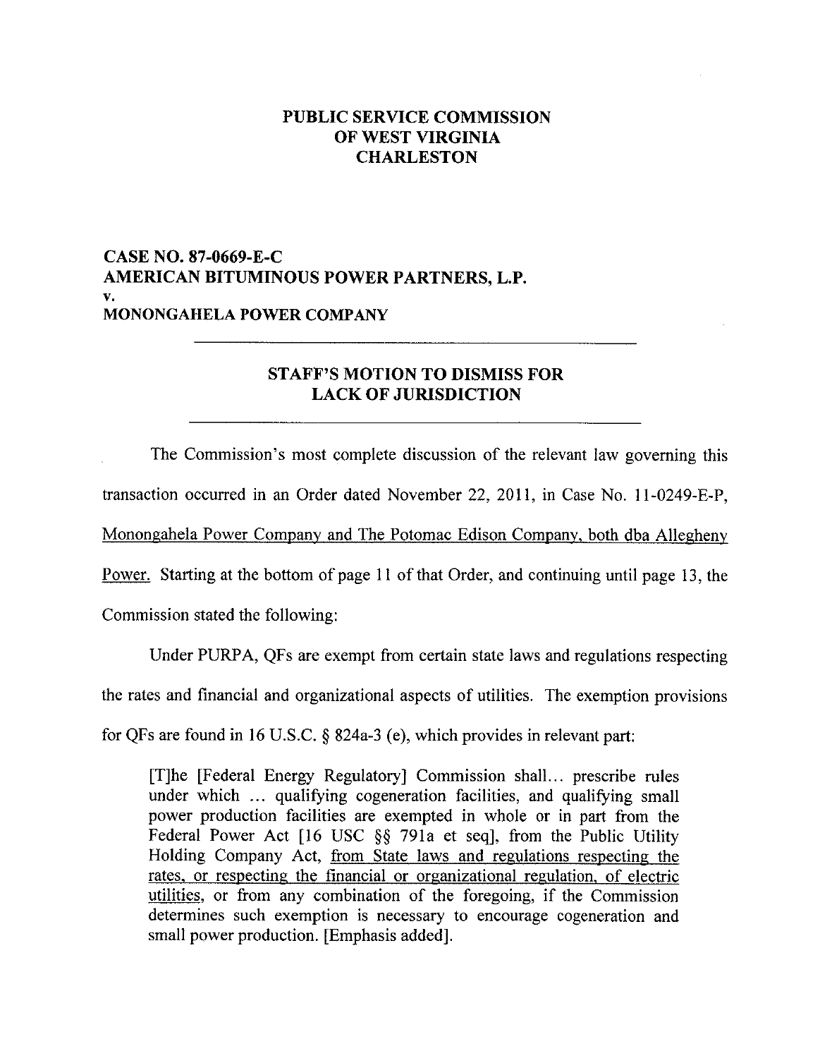**PUBLIC SERVICE COMMISSION**
**OF WEST VIRGINIA**
**CHARLESTON**

**CASE NO. 87-0669-E-C**
**AMERICAN BITUMINOUS POWER PARTNERS, L.P.**
**v.**
**MONONGAHELA POWER COMPANY**

---

## STAFF'S MOTION TO DISMISS FOR LACK OF JURISDICTION

---

The Commission's most complete discussion of the relevant law governing this transaction occurred in an Order dated November 22, 2011, in Case No. 11-0249-E-P, <u>Monongahela Power Company and The Potomac Edison Company, both dba Allegheny Power.</u> Starting at the bottom of page 11 of that Order, and continuing until page 13, the Commission stated the following:

Under PURPA, QFs are exempt from certain state laws and regulations respecting the rates and financial and organizational aspects of utilities. The exemption provisions for QFs are found in 16 U.S.C. § 824a-3 (e), which provides in relevant part:

> [T]he [Federal Energy Regulatory] Commission shall... prescribe rules under which ... qualifying cogeneration facilities, and qualifying small power production facilities are exempted in whole or in part from the Federal Power Act [16 USC §§ 791a et seq], from the Public Utility Holding Company Act, <u>from State laws and regulations respecting the rates, or respecting the financial or organizational regulation, of electric utilities</u>, or from any combination of the foregoing, if the Commission determines such exemption is necessary to encourage cogeneration and small power production. [Emphasis added].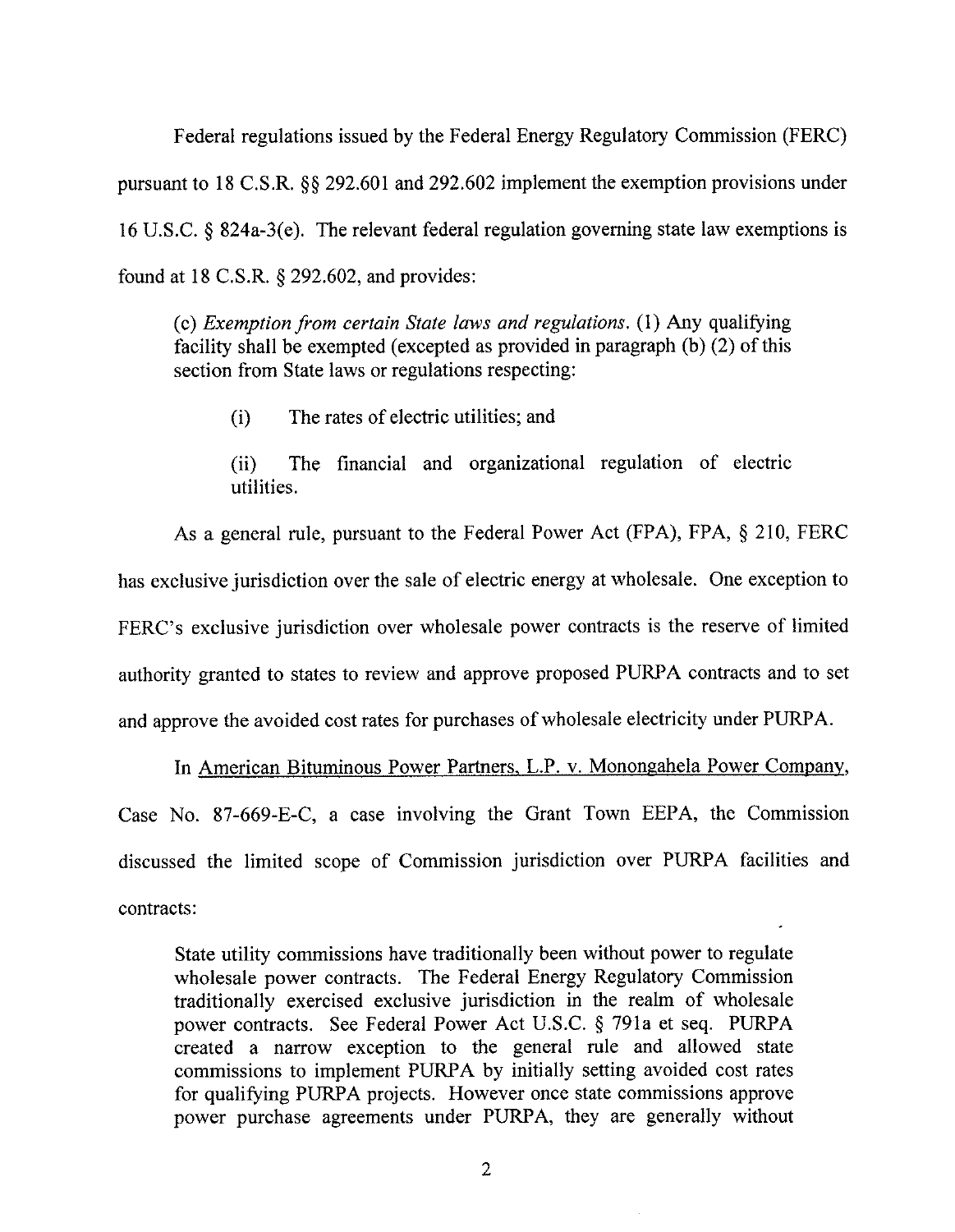Federal regulations issued by the Federal Energy Regulatory Commission (FERC) pursuant to 18 C.S.R. §§ 292.601 and 292.602 implement the exemption provisions under 16 U.S.C. § 824a-3(e). The relevant federal regulation governing state law exemptions is found at 18 C.S.R. § 292.602, and provides:

> (c) *Exemption from certain State laws and regulations.* (1) Any qualifying facility shall be exempted (excepted as provided in paragraph (b) (2) of this section from State laws or regulations respecting:
>
> (i) The rates of electric utilities; and
>
> (ii) The financial and organizational regulation of electric utilities.

As a general rule, pursuant to the Federal Power Act (FPA), FPA, § 210, FERC has exclusive jurisdiction over the sale of electric energy at wholesale. One exception to FERC's exclusive jurisdiction over wholesale power contracts is the reserve of limited authority granted to states to review and approve proposed PURPA contracts and to set and approve the avoided cost rates for purchases of wholesale electricity under PURPA.

In American Bituminous Power Partners, L.P. v. Monongahela Power Company, Case No. 87-669-E-C, a case involving the Grant Town EEPA, the Commission discussed the limited scope of Commission jurisdiction over PURPA facilities and contracts:

> State utility commissions have traditionally been without power to regulate wholesale power contracts. The Federal Energy Regulatory Commission traditionally exercised exclusive jurisdiction in the realm of wholesale power contracts. See Federal Power Act U.S.C. § 791a et seq. PURPA created a narrow exception to the general rule and allowed state commissions to implement PURPA by initially setting avoided cost rates for qualifying PURPA projects. However once state commissions approve power purchase agreements under PURPA, they are generally without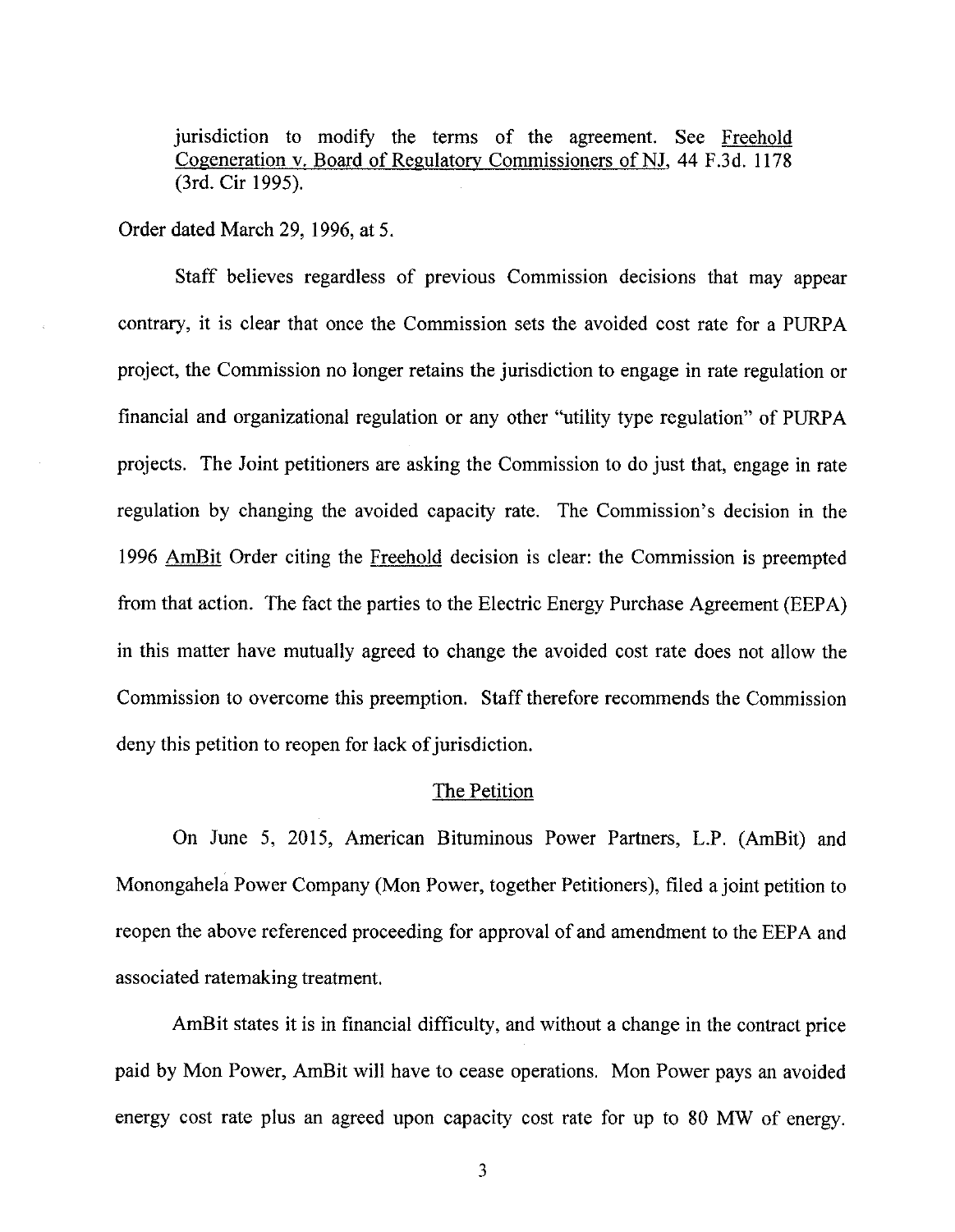jurisdiction to modify the terms of the agreement. See Freehold Cogeneration v. Board of Regulatory Commissioners of NJ, 44 F.3d. 1178 (3rd. Cir 1995).

Order dated March 29, 1996, at 5.

Staff believes regardless of previous Commission decisions that may appear contrary, it is clear that once the Commission sets the avoided cost rate for a PURPA project, the Commission no longer retains the jurisdiction to engage in rate regulation or financial and organizational regulation or any other "utility type regulation" of PURPA projects. The Joint petitioners are asking the Commission to do just that, engage in rate regulation by changing the avoided capacity rate. The Commission's decision in the 1996 AmBit Order citing the Freehold decision is clear: the Commission is preempted from that action. The fact the parties to the Electric Energy Purchase Agreement (EEPA) in this matter have mutually agreed to change the avoided cost rate does not allow the Commission to overcome this preemption. Staff therefore recommends the Commission deny this petition to reopen for lack of jurisdiction.

## The Petition

On June 5, 2015, American Bituminous Power Partners, L.P. (AmBit) and Monongahela Power Company (Mon Power, together Petitioners), filed a joint petition to reopen the above referenced proceeding for approval of and amendment to the EEPA and associated ratemaking treatment.

AmBit states it is in financial difficulty, and without a change in the contract price paid by Mon Power, AmBit will have to cease operations. Mon Power pays an avoided energy cost rate plus an agreed upon capacity cost rate for up to 80 MW of energy.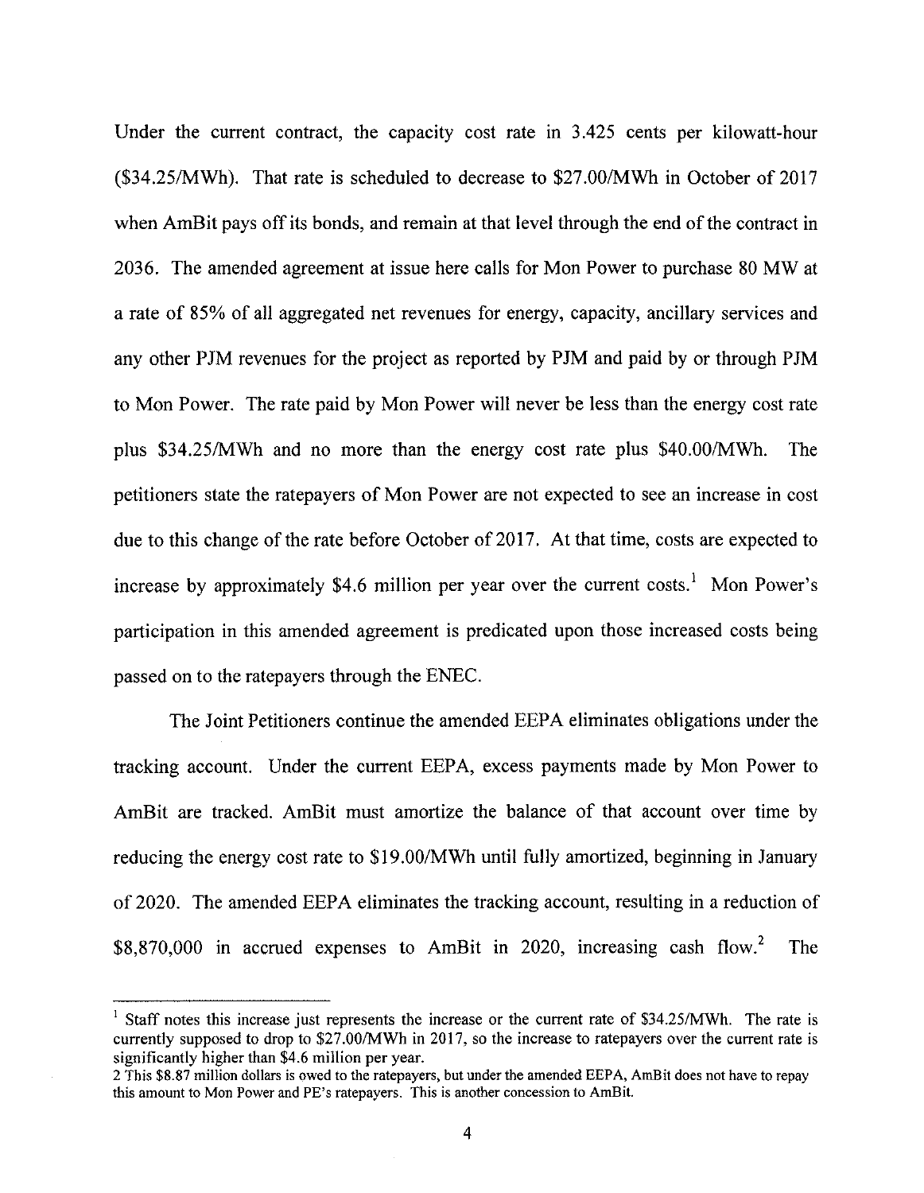Under the current contract, the capacity cost rate in 3.425 cents per kilowatt-hour ($34.25/MWh). That rate is scheduled to decrease to $27.00/MWh in October of 2017 when AmBit pays off its bonds, and remain at that level through the end of the contract in 2036. The amended agreement at issue here calls for Mon Power to purchase 80 MW at a rate of 85% of all aggregated net revenues for energy, capacity, ancillary services and any other PJM revenues for the project as reported by PJM and paid by or through PJM to Mon Power. The rate paid by Mon Power will never be less than the energy cost rate plus $34.25/MWh and no more than the energy cost rate plus $40.00/MWh. The petitioners state the ratepayers of Mon Power are not expected to see an increase in cost due to this change of the rate before October of 2017. At that time, costs are expected to increase by approximately $4.6 million per year over the current costs.[1] Mon Power's participation in this amended agreement is predicated upon those increased costs being passed on to the ratepayers through the ENEC.

The Joint Petitioners continue the amended EEPA eliminates obligations under the tracking account. Under the current EEPA, excess payments made by Mon Power to AmBit are tracked. AmBit must amortize the balance of that account over time by reducing the energy cost rate to $19.00/MWh until fully amortized, beginning in January of 2020. The amended EEPA eliminates the tracking account, resulting in a reduction of $8,870,000 in accrued expenses to AmBit in 2020, increasing cash flow.[2] The

---

[1] Staff notes this increase just represents the increase or the current rate of $34.25/MWh. The rate is currently supposed to drop to $27.00/MWh in 2017, so the increase to ratepayers over the current rate is significantly higher than $4.6 million per year.

[2] This $8.87 million dollars is owed to the ratepayers, but under the amended EEPA, AmBit does not have to repay this amount to Mon Power and PE's ratepayers. This is another concession to AmBit.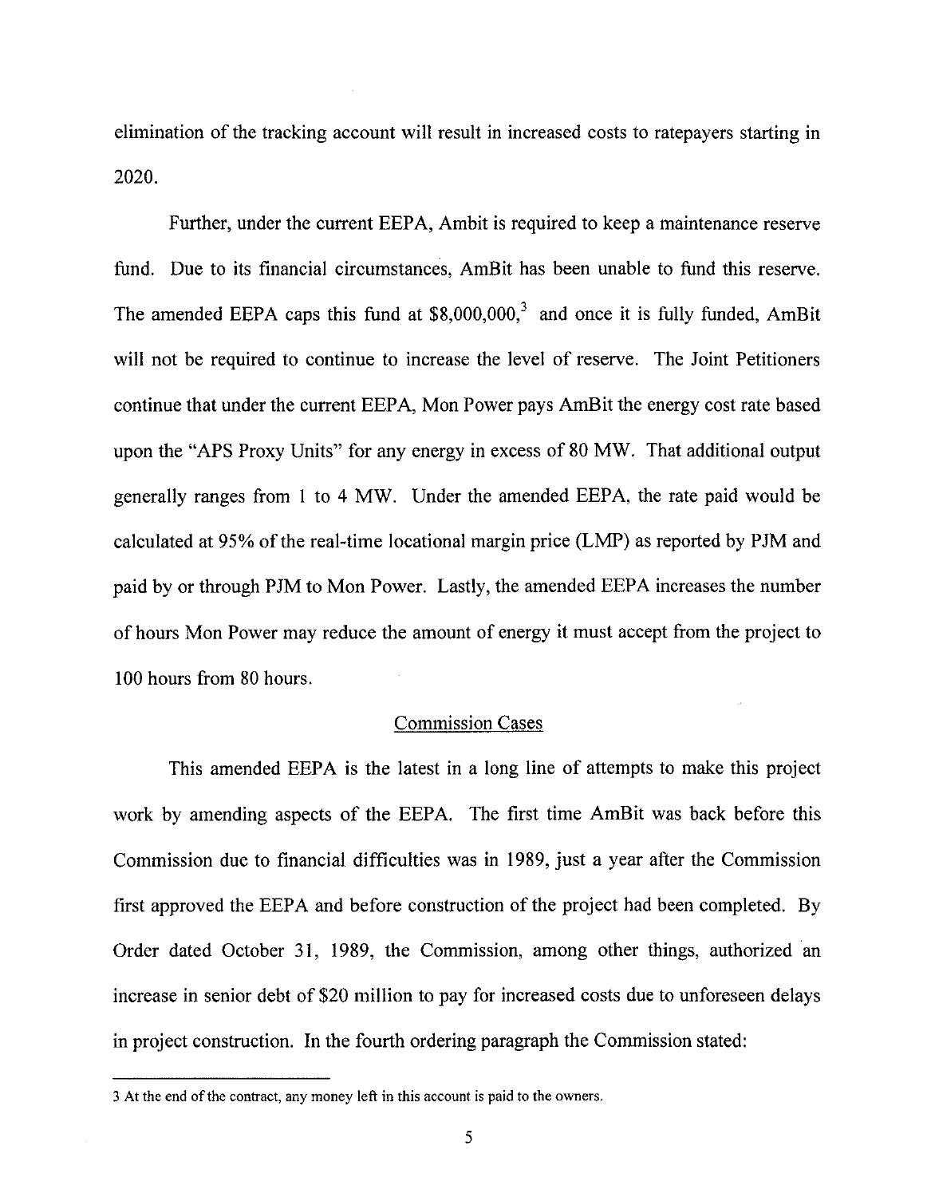elimination of the tracking account will result in increased costs to ratepayers starting in 2020.

Further, under the current EEPA, Ambit is required to keep a maintenance reserve fund. Due to its financial circumstances, AmBit has been unable to fund this reserve. The amended EEPA caps this fund at $8,000,000,[3] and once it is fully funded, AmBit will not be required to continue to increase the level of reserve. The Joint Petitioners continue that under the current EEPA, Mon Power pays AmBit the energy cost rate based upon the "APS Proxy Units" for any energy in excess of 80 MW. That additional output generally ranges from 1 to 4 MW. Under the amended EEPA, the rate paid would be calculated at 95% of the real-time locational margin price (LMP) as reported by PJM and paid by or through PJM to Mon Power. Lastly, the amended EEPA increases the number of hours Mon Power may reduce the amount of energy it must accept from the project to 100 hours from 80 hours.

## Commission Cases

This amended EEPA is the latest in a long line of attempts to make this project work by amending aspects of the EEPA. The first time AmBit was back before this Commission due to financial difficulties was in 1989, just a year after the Commission first approved the EEPA and before construction of the project had been completed. By Order dated October 31, 1989, the Commission, among other things, authorized an increase in senior debt of $20 million to pay for increased costs due to unforeseen delays in project construction. In the fourth ordering paragraph the Commission stated:

---

3 At the end of the contract, any money left in this account is paid to the owners.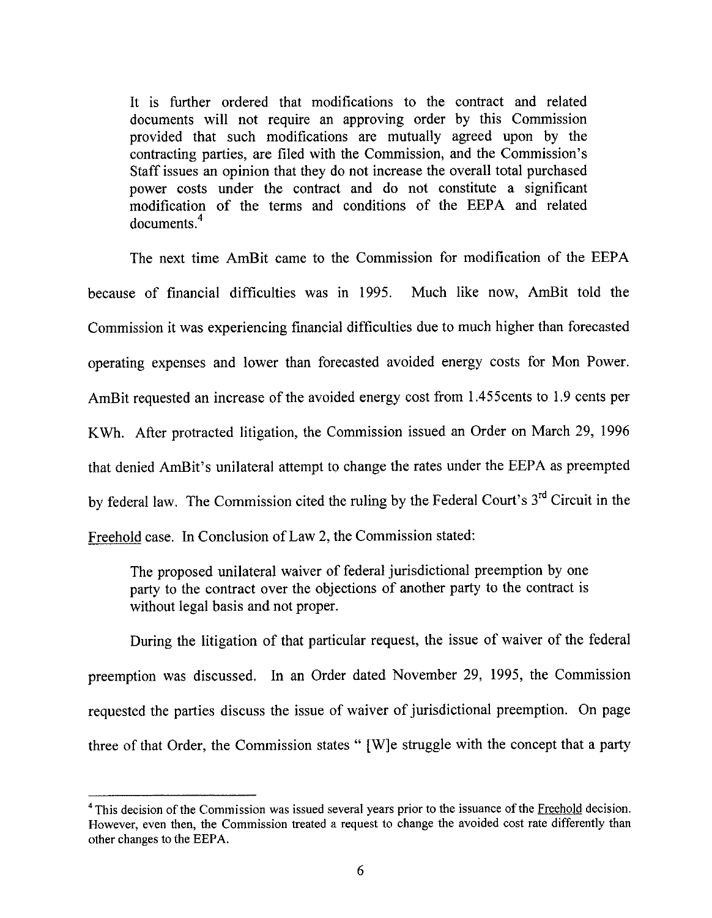> It is further ordered that modifications to the contract and related documents will not require an approving order by this Commission provided that such modifications are mutually agreed upon by the contracting parties, are filed with the Commission, and the Commission's Staff issues an opinion that they do not increase the overall total purchased power costs under the contract and do not constitute a significant modification of the terms and conditions of the EEPA and related documents.[4]

The next time AmBit came to the Commission for modification of the EEPA because of financial difficulties was in 1995. Much like now, AmBit told the Commission it was experiencing financial difficulties due to much higher than forecasted operating expenses and lower than forecasted avoided energy costs for Mon Power. AmBit requested an increase of the avoided energy cost from 1.455cents to 1.9 cents per KWh. After protracted litigation, the Commission issued an Order on March 29, 1996 that denied AmBit's unilateral attempt to change the rates under the EEPA as preempted by federal law. The Commission cited the ruling by the Federal Court's 3rd Circuit in the Freehold case. In Conclusion of Law 2, the Commission stated:

> The proposed unilateral waiver of federal jurisdictional preemption by one party to the contract over the objections of another party to the contract is without legal basis and not proper.

During the litigation of that particular request, the issue of waiver of the federal preemption was discussed. In an Order dated November 29, 1995, the Commission requested the parties discuss the issue of waiver of jurisdictional preemption. On page three of that Order, the Commission states " [W]e struggle with the concept that a party

---

[4] This decision of the Commission was issued several years prior to the issuance of the Freehold decision. However, even then, the Commission treated a request to change the avoided cost rate differently than other changes to the EEPA.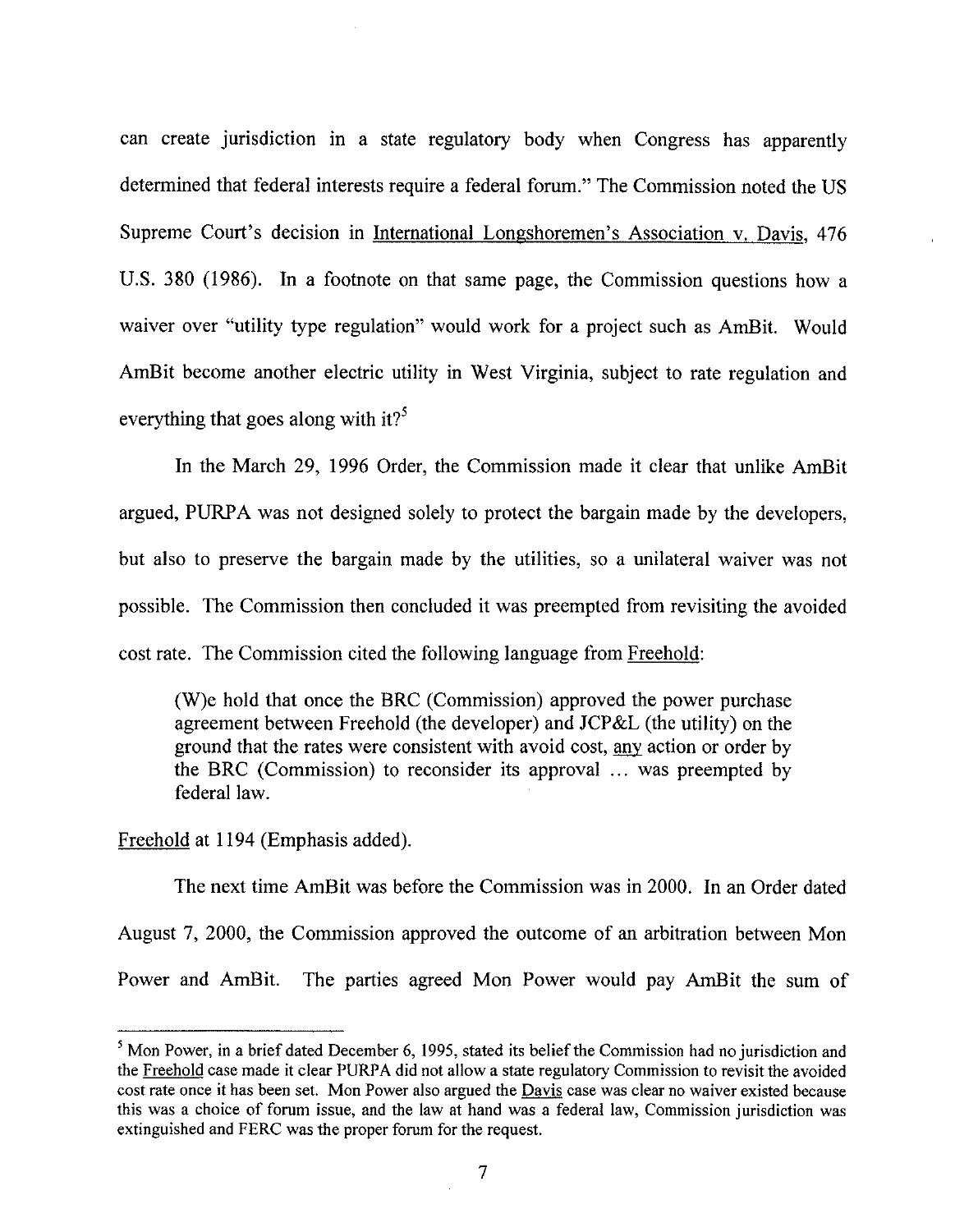can create jurisdiction in a state regulatory body when Congress has apparently determined that federal interests require a federal forum." The Commission noted the US Supreme Court's decision in International Longshoremen's Association v. Davis, 476 U.S. 380 (1986). In a footnote on that same page, the Commission questions how a waiver over "utility type regulation" would work for a project such as AmBit. Would AmBit become another electric utility in West Virginia, subject to rate regulation and everything that goes along with it?[5]

In the March 29, 1996 Order, the Commission made it clear that unlike AmBit argued, PURPA was not designed solely to protect the bargain made by the developers, but also to preserve the bargain made by the utilities, so a unilateral waiver was not possible. The Commission then concluded it was preempted from revisiting the avoided cost rate. The Commission cited the following language from Freehold:

> (W)e hold that once the BRC (Commission) approved the power purchase agreement between Freehold (the developer) and JCP&L (the utility) on the ground that the rates were consistent with avoid cost, *any* action or order by the BRC (Commission) to reconsider its approval ... was preempted by federal law.

Freehold at 1194 (Emphasis added).

The next time AmBit was before the Commission was in 2000. In an Order dated August 7, 2000, the Commission approved the outcome of an arbitration between Mon Power and AmBit. The parties agreed Mon Power would pay AmBit the sum of

---

[5] Mon Power, in a brief dated December 6, 1995, stated its belief the Commission had no jurisdiction and the Freehold case made it clear PURPA did not allow a state regulatory Commission to revisit the avoided cost rate once it has been set. Mon Power also argued the Davis case was clear no waiver existed because this was a choice of forum issue, and the law at hand was a federal law, Commission jurisdiction was extinguished and FERC was the proper forum for the request.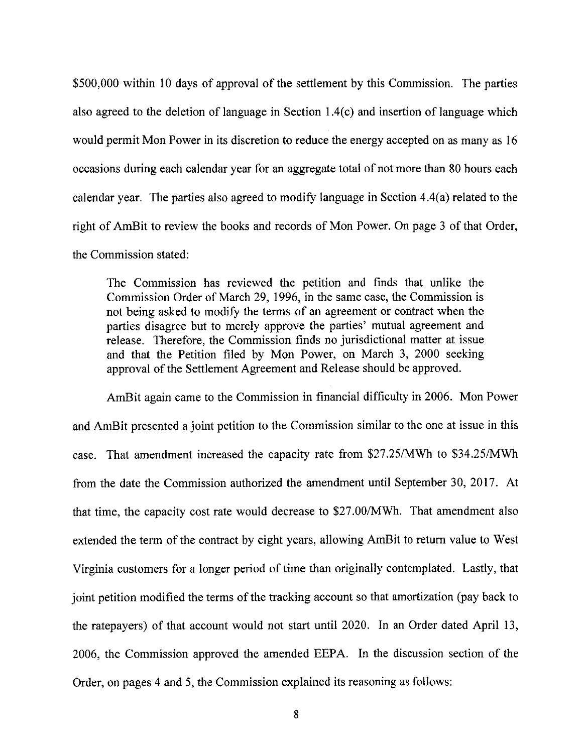$500,000 within 10 days of approval of the settlement by this Commission. The parties also agreed to the deletion of language in Section 1.4(c) and insertion of language which would permit Mon Power in its discretion to reduce the energy accepted on as many as 16 occasions during each calendar year for an aggregate total of not more than 80 hours each calendar year. The parties also agreed to modify language in Section 4.4(a) related to the right of AmBit to review the books and records of Mon Power. On page 3 of that Order, the Commission stated:

> The Commission has reviewed the petition and finds that unlike the Commission Order of March 29, 1996, in the same case, the Commission is not being asked to modify the terms of an agreement or contract when the parties disagree but to merely approve the parties' mutual agreement and release. Therefore, the Commission finds no jurisdictional matter at issue and that the Petition filed by Mon Power, on March 3, 2000 seeking approval of the Settlement Agreement and Release should be approved.

AmBit again came to the Commission in financial difficulty in 2006. Mon Power and AmBit presented a joint petition to the Commission similar to the one at issue in this case. That amendment increased the capacity rate from $27.25/MWh to $34.25/MWh from the date the Commission authorized the amendment until September 30, 2017. At that time, the capacity cost rate would decrease to $27.00/MWh. That amendment also extended the term of the contract by eight years, allowing AmBit to return value to West Virginia customers for a longer period of time than originally contemplated. Lastly, that joint petition modified the terms of the tracking account so that amortization (pay back to the ratepayers) of that account would not start until 2020. In an Order dated April 13, 2006, the Commission approved the amended EEPA. In the discussion section of the Order, on pages 4 and 5, the Commission explained its reasoning as follows: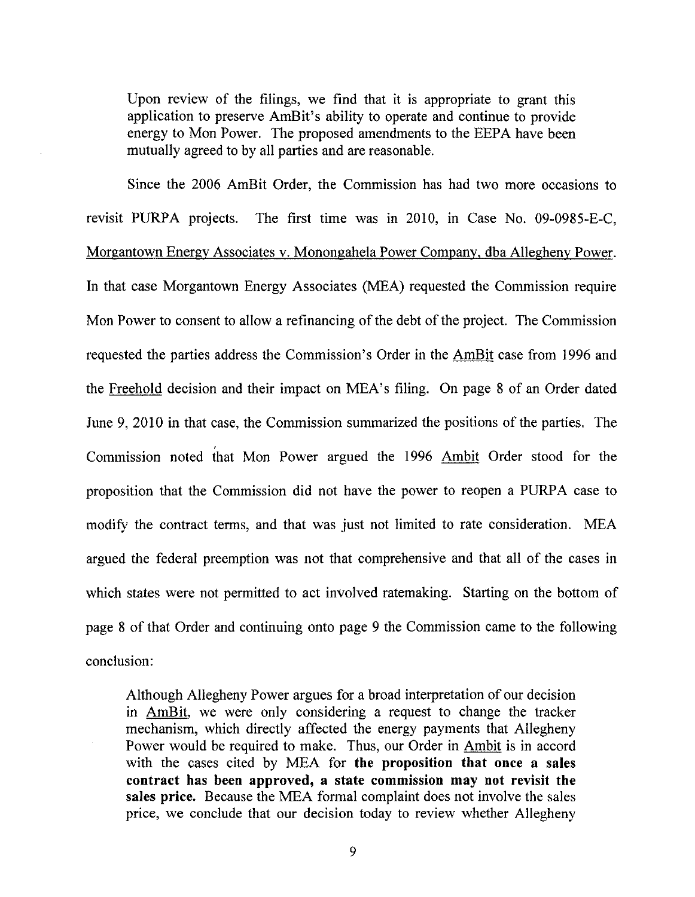> Upon review of the filings, we find that it is appropriate to grant this application to preserve AmBit's ability to operate and continue to provide energy to Mon Power. The proposed amendments to the EEPA have been mutually agreed to by all parties and are reasonable.

Since the 2006 AmBit Order, the Commission has had two more occasions to revisit PURPA projects. The first time was in 2010, in Case No. 09-0985-E-C, Morgantown Energy Associates v. Monongahela Power Company, dba Allegheny Power. In that case Morgantown Energy Associates (MEA) requested the Commission require Mon Power to consent to allow a refinancing of the debt of the project. The Commission requested the parties address the Commission's Order in the AmBit case from 1996 and the Freehold decision and their impact on MEA's filing. On page 8 of an Order dated June 9, 2010 in that case, the Commission summarized the positions of the parties. The Commission noted that Mon Power argued the 1996 Ambit Order stood for the proposition that the Commission did not have the power to reopen a PURPA case to modify the contract terms, and that was just not limited to rate consideration. MEA argued the federal preemption was not that comprehensive and that all of the cases in which states were not permitted to act involved ratemaking. Starting on the bottom of page 8 of that Order and continuing onto page 9 the Commission came to the following conclusion:

> Although Allegheny Power argues for a broad interpretation of our decision in AmBit, we were only considering a request to change the tracker mechanism, which directly affected the energy payments that Allegheny Power would be required to make. Thus, our Order in Ambit is in accord with the cases cited by MEA for **the proposition that once a sales contract has been approved, a state commission may not revisit the sales price.** Because the MEA formal complaint does not involve the sales price, we conclude that our decision today to review whether Allegheny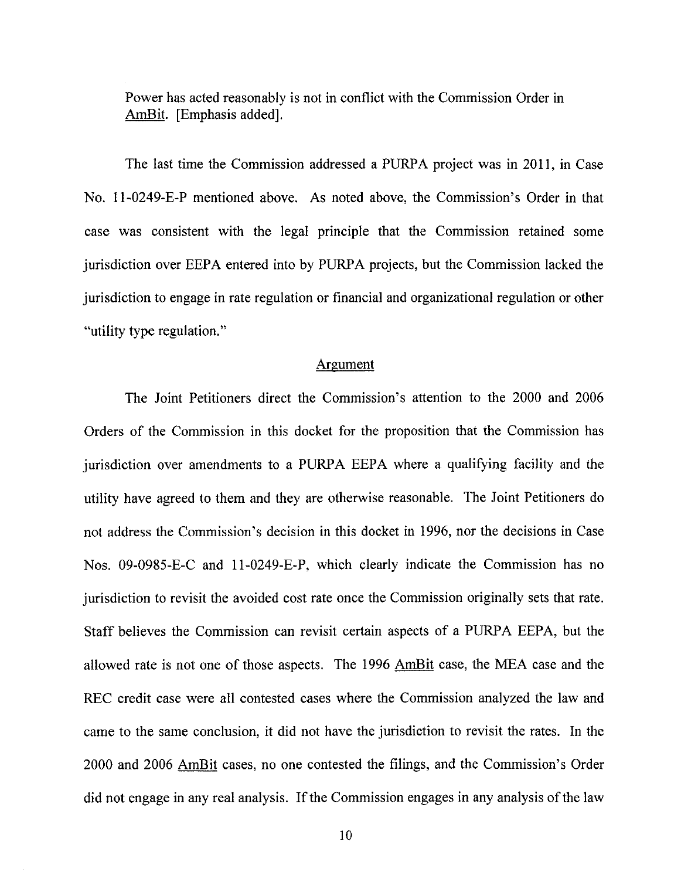Power has acted reasonably is not in conflict with the Commission Order in AmBit. [Emphasis added].

The last time the Commission addressed a PURPA project was in 2011, in Case No. 11-0249-E-P mentioned above. As noted above, the Commission's Order in that case was consistent with the legal principle that the Commission retained some jurisdiction over EEPA entered into by PURPA projects, but the Commission lacked the jurisdiction to engage in rate regulation or financial and organizational regulation or other "utility type regulation."

## Argument

The Joint Petitioners direct the Commission's attention to the 2000 and 2006 Orders of the Commission in this docket for the proposition that the Commission has jurisdiction over amendments to a PURPA EEPA where a qualifying facility and the utility have agreed to them and they are otherwise reasonable. The Joint Petitioners do not address the Commission's decision in this docket in 1996, nor the decisions in Case Nos. 09-0985-E-C and 11-0249-E-P, which clearly indicate the Commission has no jurisdiction to revisit the avoided cost rate once the Commission originally sets that rate. Staff believes the Commission can revisit certain aspects of a PURPA EEPA, but the allowed rate is not one of those aspects. The 1996 AmBit case, the MEA case and the REC credit case were all contested cases where the Commission analyzed the law and came to the same conclusion, it did not have the jurisdiction to revisit the rates. In the 2000 and 2006 AmBit cases, no one contested the filings, and the Commission's Order did not engage in any real analysis. If the Commission engages in any analysis of the law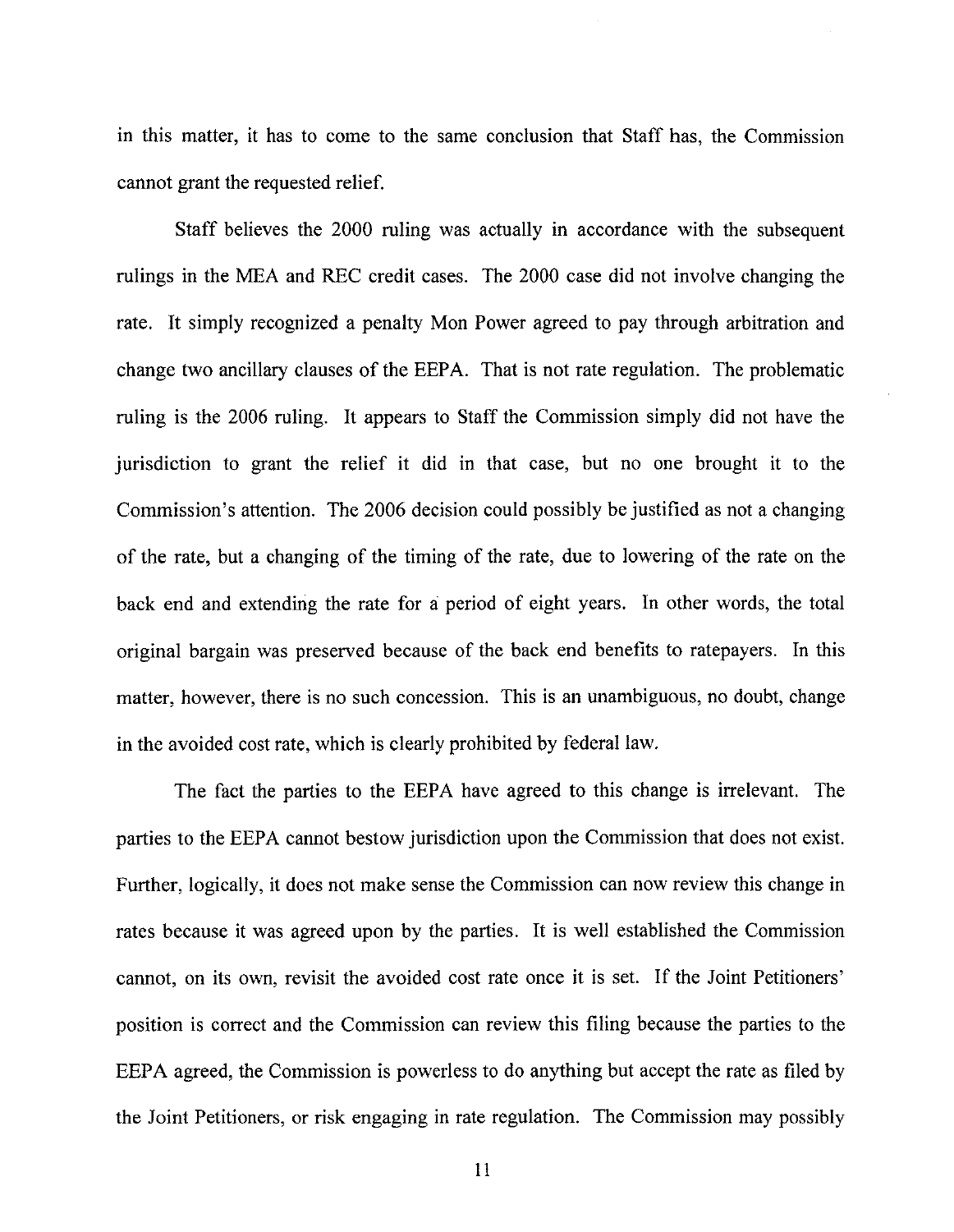in this matter, it has to come to the same conclusion that Staff has, the Commission cannot grant the requested relief.

Staff believes the 2000 ruling was actually in accordance with the subsequent rulings in the MEA and REC credit cases. The 2000 case did not involve changing the rate. It simply recognized a penalty Mon Power agreed to pay through arbitration and change two ancillary clauses of the EEPA. That is not rate regulation. The problematic ruling is the 2006 ruling. It appears to Staff the Commission simply did not have the jurisdiction to grant the relief it did in that case, but no one brought it to the Commission's attention. The 2006 decision could possibly be justified as not a changing of the rate, but a changing of the timing of the rate, due to lowering of the rate on the back end and extending the rate for a period of eight years. In other words, the total original bargain was preserved because of the back end benefits to ratepayers. In this matter, however, there is no such concession. This is an unambiguous, no doubt, change in the avoided cost rate, which is clearly prohibited by federal law.

The fact the parties to the EEPA have agreed to this change is irrelevant. The parties to the EEPA cannot bestow jurisdiction upon the Commission that does not exist. Further, logically, it does not make sense the Commission can now review this change in rates because it was agreed upon by the parties. It is well established the Commission cannot, on its own, revisit the avoided cost rate once it is set. If the Joint Petitioners' position is correct and the Commission can review this filing because the parties to the EEPA agreed, the Commission is powerless to do anything but accept the rate as filed by the Joint Petitioners, or risk engaging in rate regulation. The Commission may possibly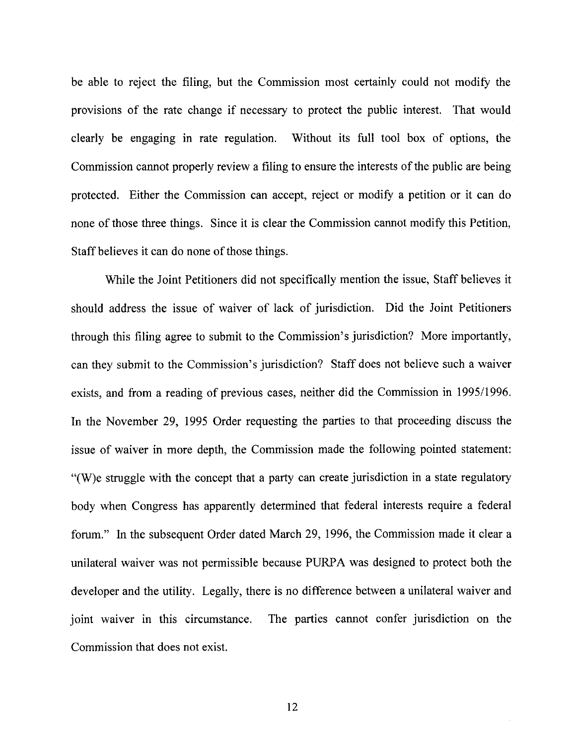be able to reject the filing, but the Commission most certainly could not modify the provisions of the rate change if necessary to protect the public interest. That would clearly be engaging in rate regulation. Without its full tool box of options, the Commission cannot properly review a filing to ensure the interests of the public are being protected. Either the Commission can accept, reject or modify a petition or it can do none of those three things. Since it is clear the Commission cannot modify this Petition, Staff believes it can do none of those things.

While the Joint Petitioners did not specifically mention the issue, Staff believes it should address the issue of waiver of lack of jurisdiction. Did the Joint Petitioners through this filing agree to submit to the Commission's jurisdiction? More importantly, can they submit to the Commission's jurisdiction? Staff does not believe such a waiver exists, and from a reading of previous cases, neither did the Commission in 1995/1996. In the November 29, 1995 Order requesting the parties to that proceeding discuss the issue of waiver in more depth, the Commission made the following pointed statement: "(W)e struggle with the concept that a party can create jurisdiction in a state regulatory body when Congress has apparently determined that federal interests require a federal forum." In the subsequent Order dated March 29, 1996, the Commission made it clear a unilateral waiver was not permissible because PURPA was designed to protect both the developer and the utility. Legally, there is no difference between a unilateral waiver and joint waiver in this circumstance. The parties cannot confer jurisdiction on the Commission that does not exist.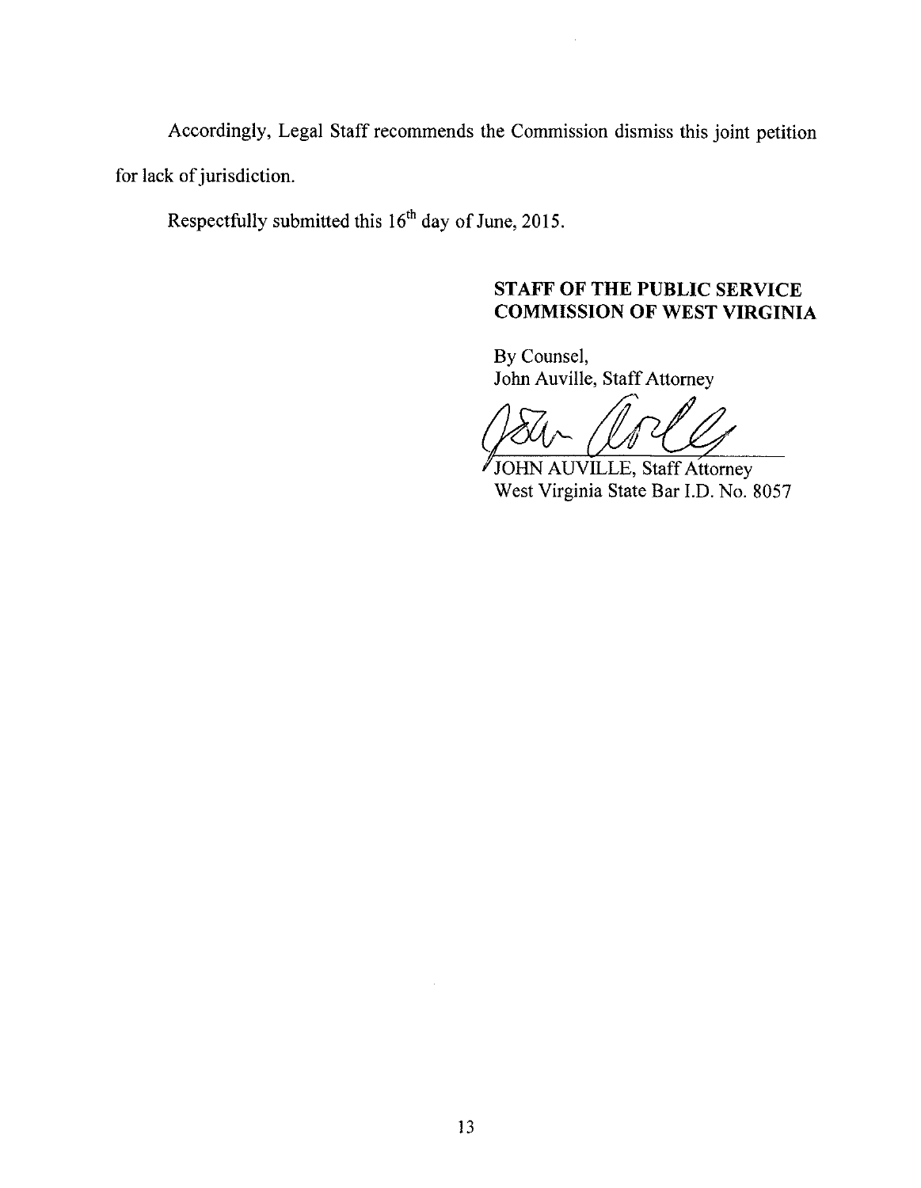Accordingly, Legal Staff recommends the Commission dismiss this joint petition for lack of jurisdiction.

Respectfully submitted this 16th day of June, 2015.

**STAFF OF THE PUBLIC SERVICE COMMISSION OF WEST VIRGINIA**

By Counsel,
John Auville, Staff Attorney

JOHN AUVILLE, Staff Attorney
West Virginia State Bar I.D. No. 8057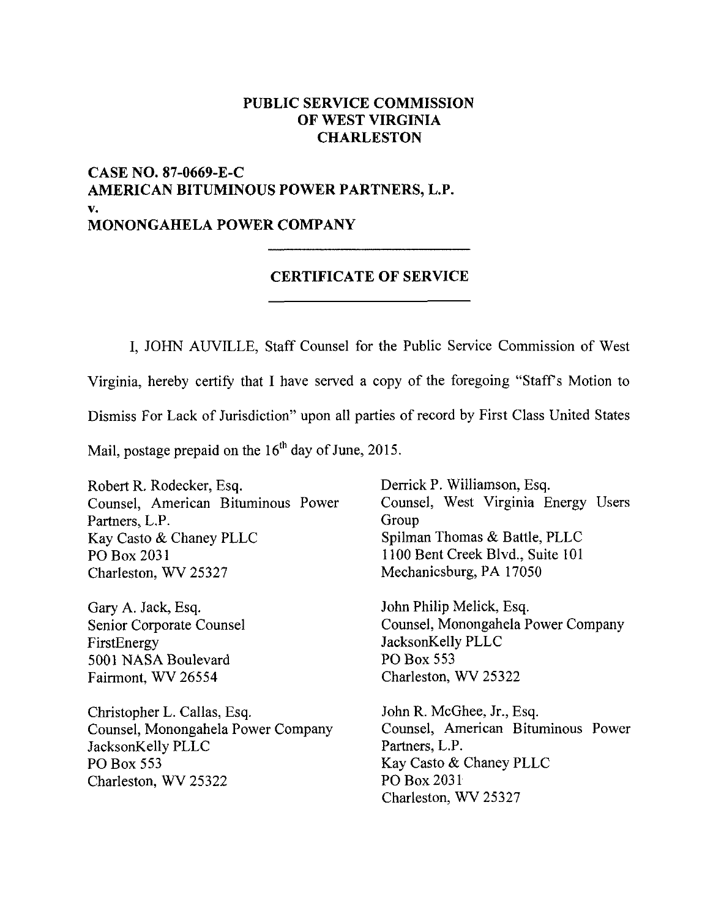**PUBLIC SERVICE COMMISSION OF WEST VIRGINIA CHARLESTON**

**CASE NO. 87-0669-E-C**
**AMERICAN BITUMINOUS POWER PARTNERS, L.P.**
**v.**
**MONONGAHELA POWER COMPANY**

**CERTIFICATE OF SERVICE**

I, JOHN AUVILLE, Staff Counsel for the Public Service Commission of West Virginia, hereby certify that I have served a copy of the foregoing "Staff's Motion to Dismiss For Lack of Jurisdiction" upon all parties of record by First Class United States Mail, postage prepaid on the 16th day of June, 2015.

Robert R. Rodecker, Esq.
Counsel, American Bituminous Power Partners, L.P.
Kay Casto & Chaney PLLC
PO Box 2031
Charleston, WV 25327

Gary A. Jack, Esq.
Senior Corporate Counsel
FirstEnergy
5001 NASA Boulevard
Fairmont, WV 26554

Christopher L. Callas, Esq.
Counsel, Monongahela Power Company
JacksonKelly PLLC
PO Box 553
Charleston, WV 25322

Derrick P. Williamson, Esq.
Counsel, West Virginia Energy Users Group
Spilman Thomas & Battle, PLLC
1100 Bent Creek Blvd., Suite 101
Mechanicsburg, PA 17050

John Philip Melick, Esq.
Counsel, Monongahela Power Company
JacksonKelly PLLC
PO Box 553
Charleston, WV 25322

John R. McGhee, Jr., Esq.
Counsel, American Bituminous Power Partners, L.P.
Kay Casto & Chaney PLLC
PO Box 2031
Charleston, WV 25327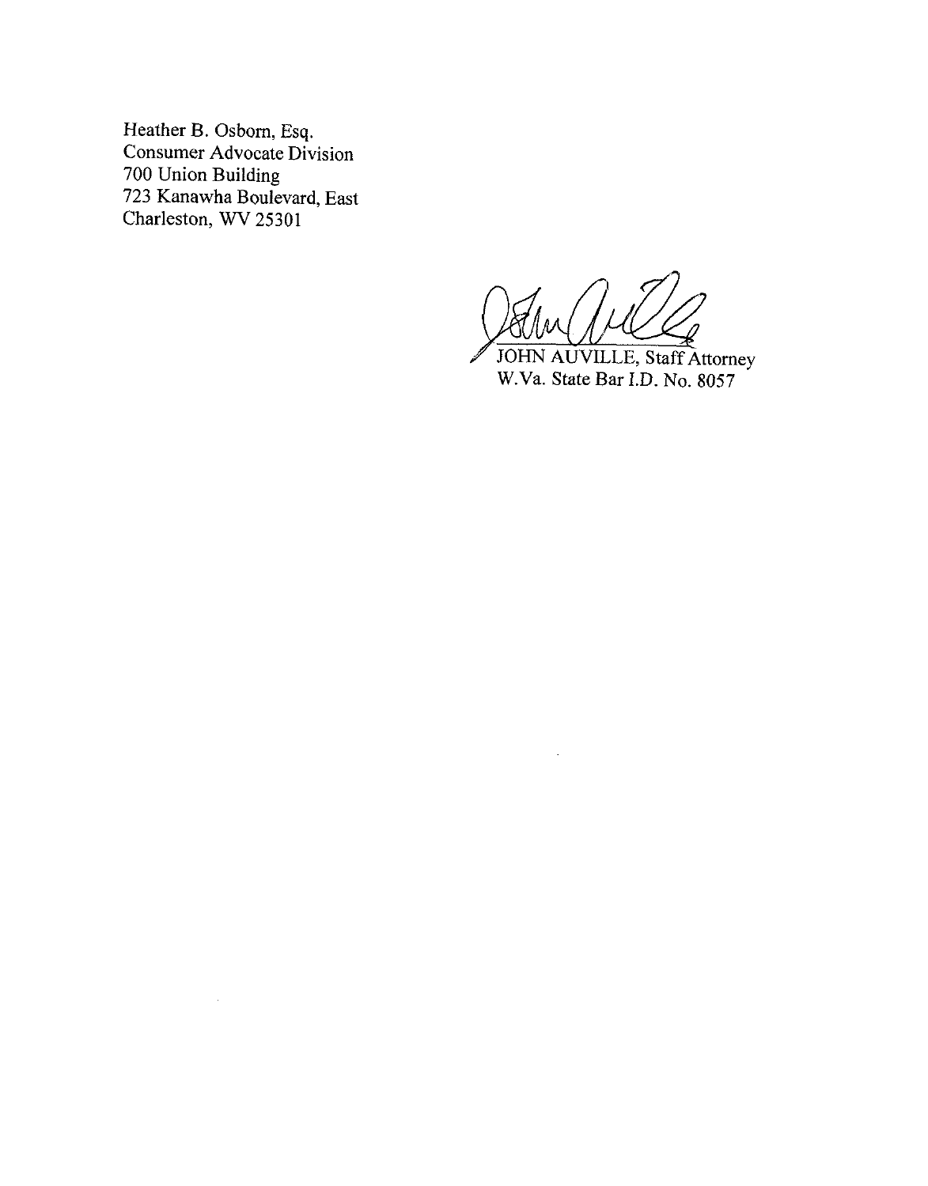Heather B. Osborn, Esq.
Consumer Advocate Division
700 Union Building
723 Kanawha Boulevard, East
Charleston, WV 25301

JOHN AUVILLE, Staff Attorney
W.Va. State Bar I.D. No. 8057